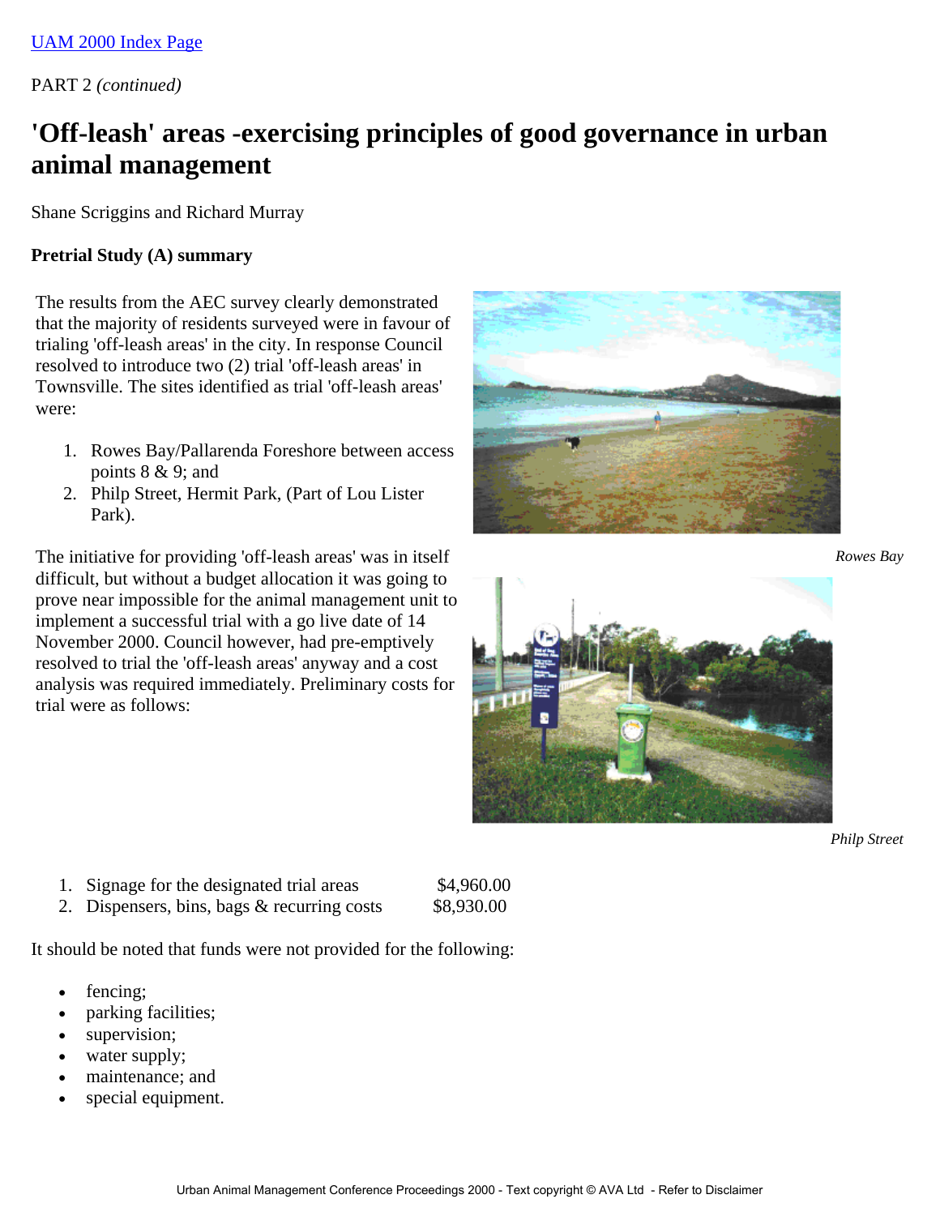[UAM 2000 Index Page]

PART 2 *(continued)*

# 'Off-leash' areas -exercising principles of good governance in urban animal management

Shane Scriggins and Richard Murray

**Pretrial Study (A) summary**

The results from the AEC survey clearly demonstrated that the majority of residents surveyed were in favour of trialing 'off-leash areas' in the city. In response Council resolved to introduce two (2) trial 'off-leash areas' in Townsville. The sites identified as trial 'off-leash areas' were:

1. Rowes Bay/Pallarenda Foreshore between access points 8 & 9; and
2. Philp Street, Hermit Park, (Part of Lou Lister Park).

*Rowes Bay*

*Philp Street*

The initiative for providing 'off-leash areas' was in itself difficult, but without a budget allocation it was going to prove near impossible for the animal management unit to implement a successful trial with a go live date of 14 November 2000. Council however, had pre-emptively resolved to trial the 'off-leash areas' anyway and a cost analysis was required immediately. Preliminary costs for trial were as follows:

1. Signage for the designated trial areas $4,960.00
2. Dispensers, bins, bags & recurring costs $8,930.00

It should be noted that funds were not provided for the following:

- fencing;
- parking facilities;
- supervision;
- water supply;
- maintenance; and
- special equipment.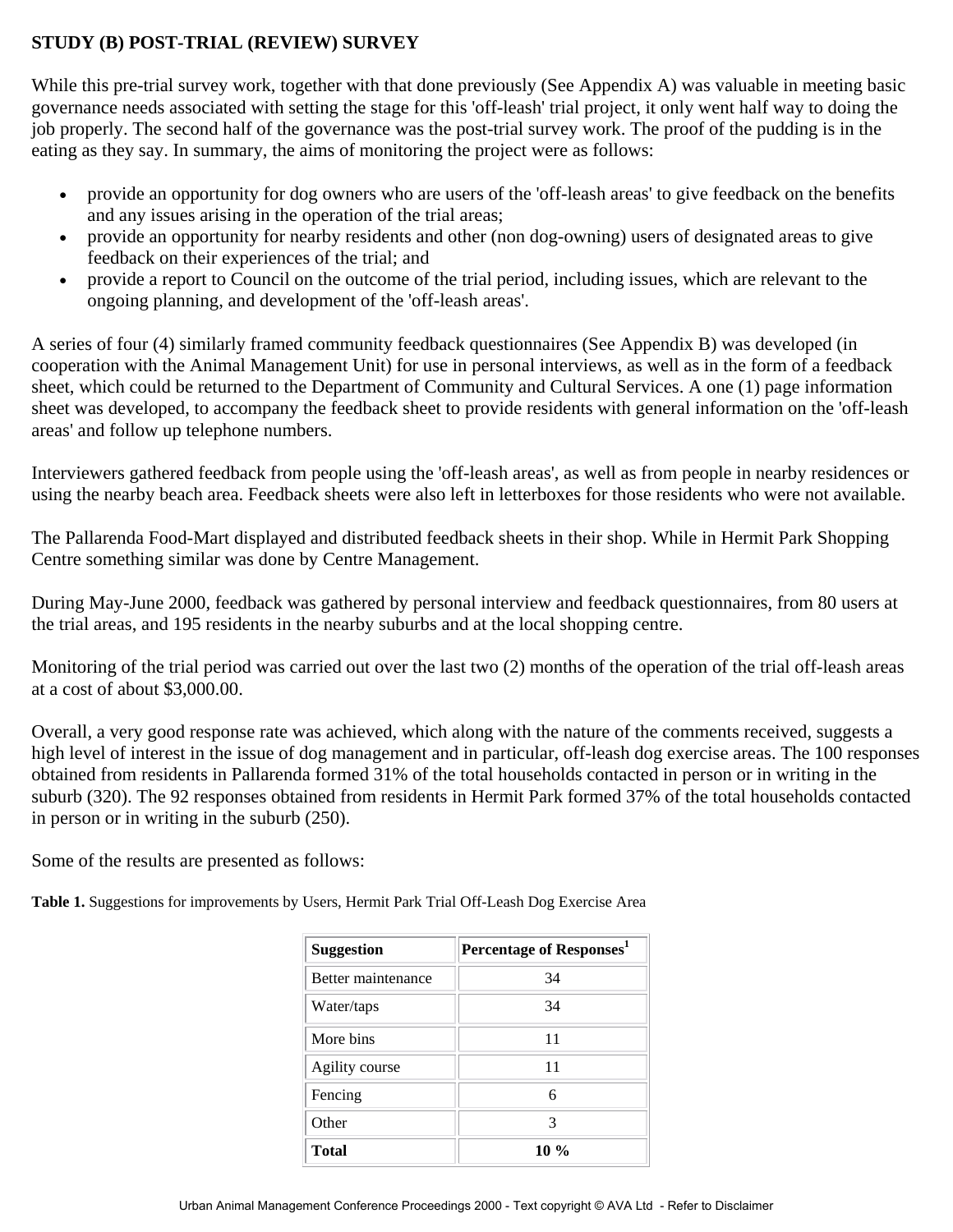**STUDY (B) POST-TRIAL (REVIEW) SURVEY**

While this pre-trial survey work, together with that done previously (See Appendix A) was valuable in meeting basic governance needs associated with setting the stage for this 'off-leash' trial project, it only went half way to doing the job properly. The second half of the governance was the post-trial survey work. The proof of the pudding is in the eating as they say. In summary, the aims of monitoring the project were as follows:

- provide an opportunity for dog owners who are users of the 'off-leash areas' to give feedback on the benefits and any issues arising in the operation of the trial areas;
- provide an opportunity for nearby residents and other (non dog-owning) users of designated areas to give feedback on their experiences of the trial; and
- provide a report to Council on the outcome of the trial period, including issues, which are relevant to the ongoing planning, and development of the 'off-leash areas'.

A series of four (4) similarly framed community feedback questionnaires (See Appendix B) was developed (in cooperation with the Animal Management Unit) for use in personal interviews, as well as in the form of a feedback sheet, which could be returned to the Department of Community and Cultural Services. A one (1) page information sheet was developed, to accompany the feedback sheet to provide residents with general information on the 'off-leash areas' and follow up telephone numbers.

Interviewers gathered feedback from people using the 'off-leash areas', as well as from people in nearby residences or using the nearby beach area. Feedback sheets were also left in letterboxes for those residents who were not available.

The Pallarenda Food-Mart displayed and distributed feedback sheets in their shop. While in Hermit Park Shopping Centre something similar was done by Centre Management.

During May-June 2000, feedback was gathered by personal interview and feedback questionnaires, from 80 users at the trial areas, and 195 residents in the nearby suburbs and at the local shopping centre.

Monitoring of the trial period was carried out over the last two (2) months of the operation of the trial off-leash areas at a cost of about $3,000.00.

Overall, a very good response rate was achieved, which along with the nature of the comments received, suggests a high level of interest in the issue of dog management and in particular, off-leash dog exercise areas. The 100 responses obtained from residents in Pallarenda formed 31% of the total households contacted in person or in writing in the suburb (320). The 92 responses obtained from residents in Hermit Park formed 37% of the total households contacted in person or in writing in the suburb (250).

Some of the results are presented as follows:

**Table 1.** Suggestions for improvements by Users, Hermit Park Trial Off-Leash Dog Exercise Area

| Suggestion | Percentage of Responses[1] |
|---|---|
| Better maintenance | 34 |
| Water/taps | 34 |
| More bins | 11 |
| Agility course | 11 |
| Fencing | 6 |
| Other | 3 |
| **Total** | **10 %** |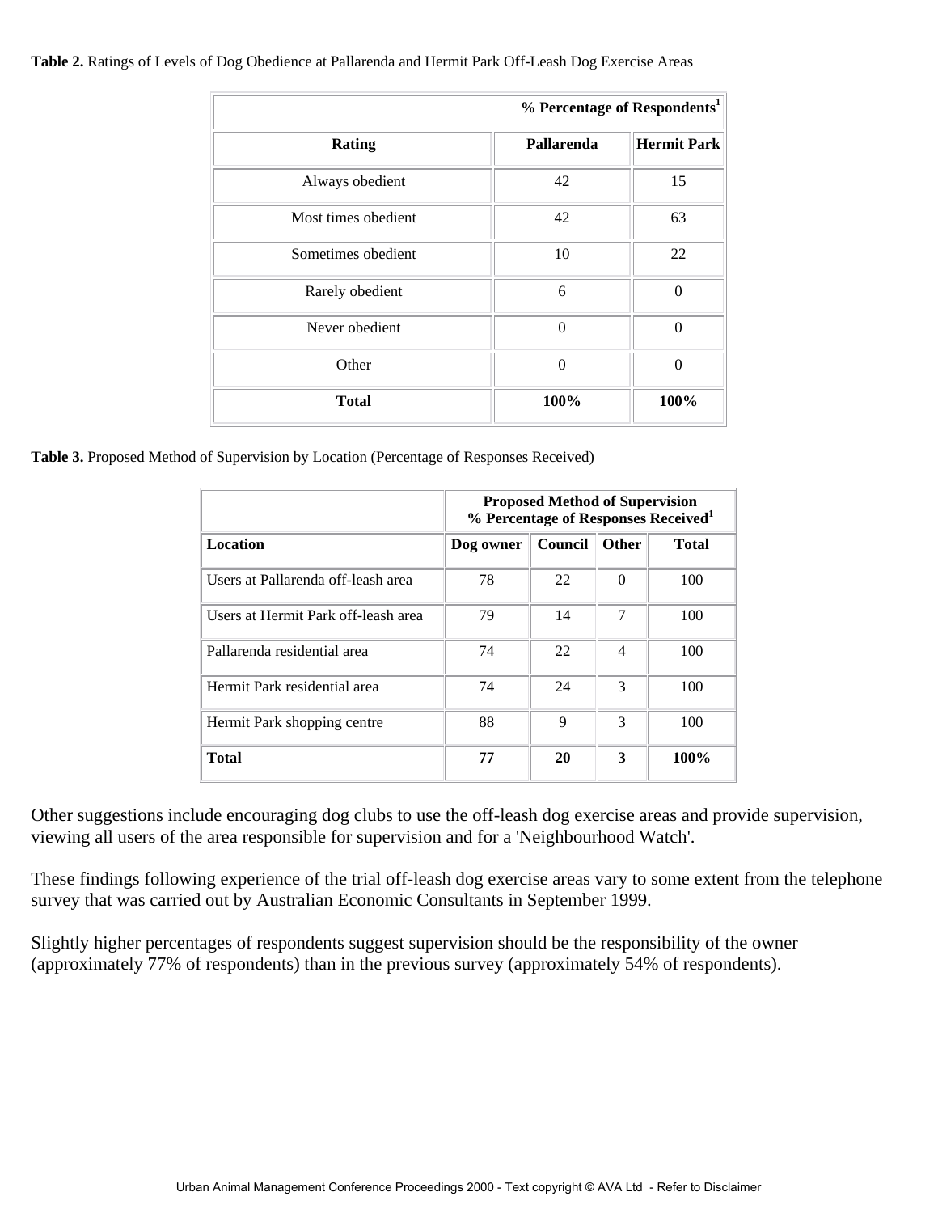**Table 2.** Ratings of Levels of Dog Obedience at Pallarenda and Hermit Park Off-Leash Dog Exercise Areas

| | % Percentage of Respondents[1] | |
|---|---|---|
| **Rating** | **Pallarenda** | **Hermit Park** |
| Always obedient | 42 | 15 |
| Most times obedient | 42 | 63 |
| Sometimes obedient | 10 | 22 |
| Rarely obedient | 6 | 0 |
| Never obedient | 0 | 0 |
| Other | 0 | 0 |
| **Total** | **100%** | **100%** |

**Table 3.** Proposed Method of Supervision by Location (Percentage of Responses Received)

| | **Proposed Method of Supervision % Percentage of Responses Received[1]** | | | |
|---|---|---|---|---|
| **Location** | **Dog owner** | **Council** | **Other** | **Total** |
| Users at Pallarenda off-leash area | 78 | 22 | 0 | 100 |
| Users at Hermit Park off-leash area | 79 | 14 | 7 | 100 |
| Pallarenda residential area | 74 | 22 | 4 | 100 |
| Hermit Park residential area | 74 | 24 | 3 | 100 |
| Hermit Park shopping centre | 88 | 9 | 3 | 100 |
| **Total** | **77** | **20** | **3** | **100%** |

Other suggestions include encouraging dog clubs to use the off-leash dog exercise areas and provide supervision, viewing all users of the area responsible for supervision and for a 'Neighbourhood Watch'.

These findings following experience of the trial off-leash dog exercise areas vary to some extent from the telephone survey that was carried out by Australian Economic Consultants in September 1999.

Slightly higher percentages of respondents suggest supervision should be the responsibility of the owner (approximately 77% of respondents) than in the previous survey (approximately 54% of respondents).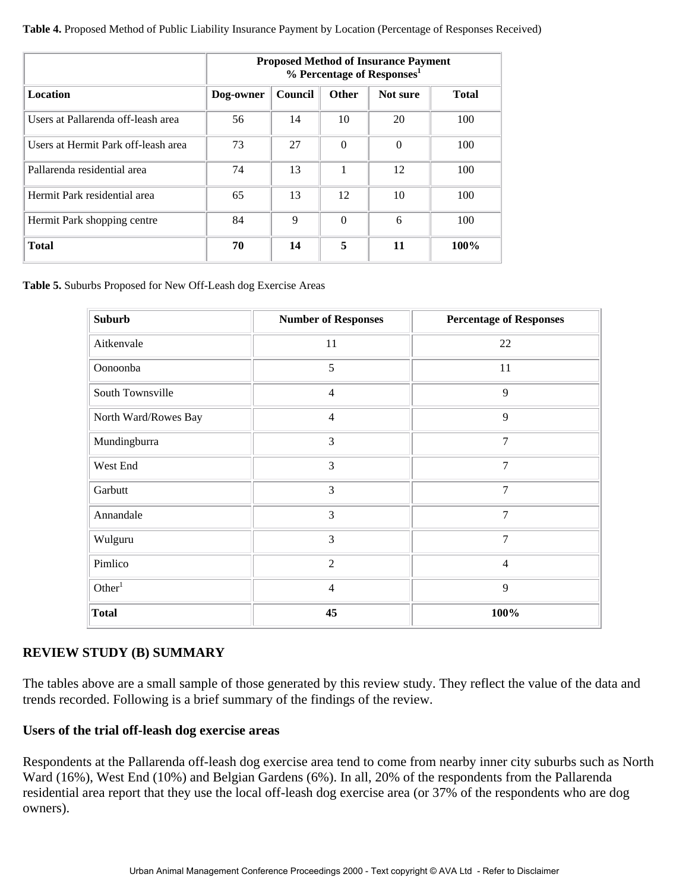**Table 4.** Proposed Method of Public Liability Insurance Payment by Location (Percentage of Responses Received)

| | Proposed Method of Insurance Payment % Percentage of Responses[1] | | | | |
|---|---|---|---|---|---|
| **Location** | **Dog-owner** | **Council** | **Other** | **Not sure** | **Total** |
| Users at Pallarenda off-leash area | 56 | 14 | 10 | 20 | 100 |
| Users at Hermit Park off-leash area | 73 | 27 | 0 | 0 | 100 |
| Pallarenda residential area | 74 | 13 | 1 | 12 | 100 |
| Hermit Park residential area | 65 | 13 | 12 | 10 | 100 |
| Hermit Park shopping centre | 84 | 9 | 0 | 6 | 100 |
| **Total** | **70** | **14** | **5** | **11** | **100%** |

**Table 5.** Suburbs Proposed for New Off-Leash dog Exercise Areas

| Suburb | Number of Responses | Percentage of Responses |
|---|---|---|
| Aitkenvale | 11 | 22 |
| Oonoonba | 5 | 11 |
| South Townsville | 4 | 9 |
| North Ward/Rowes Bay | 4 | 9 |
| Mundingburra | 3 | 7 |
| West End | 3 | 7 |
| Garbutt | 3 | 7 |
| Annandale | 3 | 7 |
| Wulguru | 3 | 7 |
| Pimlico | 2 | 4 |
| Other[1] | 4 | 9 |
| **Total** | **45** | **100%** |

## REVIEW STUDY (B) SUMMARY

The tables above are a small sample of those generated by this review study. They reflect the value of the data and trends recorded. Following is a brief summary of the findings of the review.

### Users of the trial off-leash dog exercise areas

Respondents at the Pallarenda off-leash dog exercise area tend to come from nearby inner city suburbs such as North Ward (16%), West End (10%) and Belgian Gardens (6%). In all, 20% of the respondents from the Pallarenda residential area report that they use the local off-leash dog exercise area (or 37% of the respondents who are dog owners).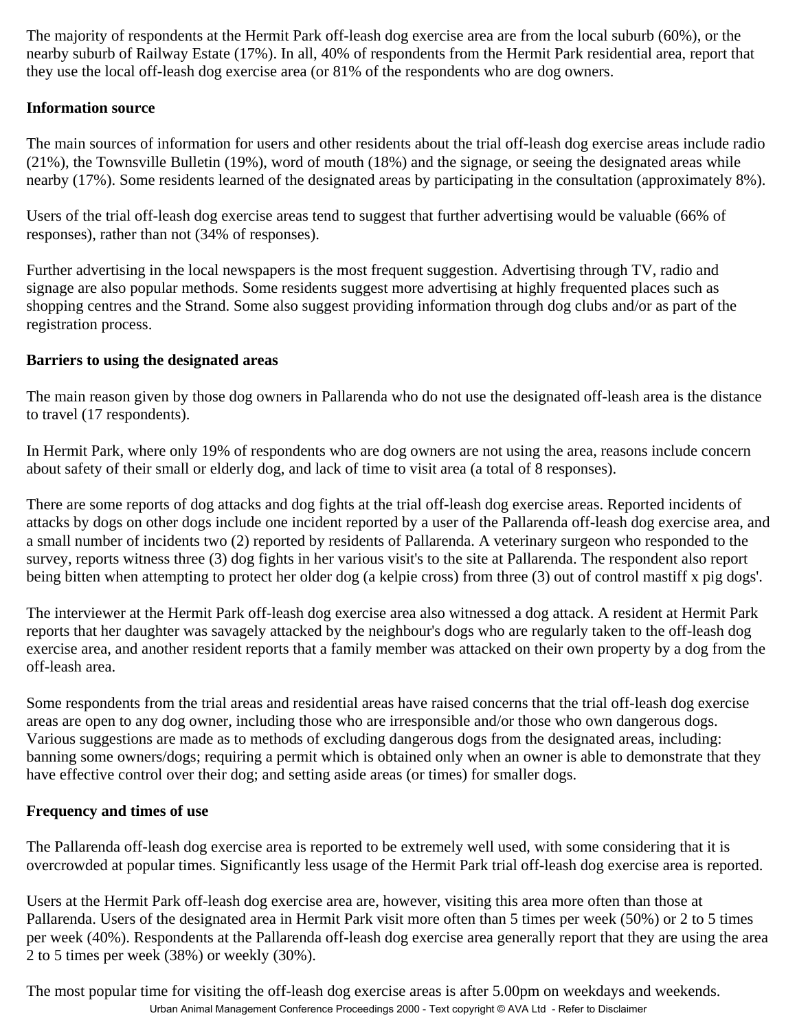The majority of respondents at the Hermit Park off-leash dog exercise area are from the local suburb (60%), or the nearby suburb of Railway Estate (17%). In all, 40% of respondents from the Hermit Park residential area, report that they use the local off-leash dog exercise area (or 81% of the respondents who are dog owners.

**Information source**

The main sources of information for users and other residents about the trial off-leash dog exercise areas include radio (21%), the Townsville Bulletin (19%), word of mouth (18%) and the signage, or seeing the designated areas while nearby (17%). Some residents learned of the designated areas by participating in the consultation (approximately 8%).

Users of the trial off-leash dog exercise areas tend to suggest that further advertising would be valuable (66% of responses), rather than not (34% of responses).

Further advertising in the local newspapers is the most frequent suggestion. Advertising through TV, radio and signage are also popular methods. Some residents suggest more advertising at highly frequented places such as shopping centres and the Strand. Some also suggest providing information through dog clubs and/or as part of the registration process.

**Barriers to using the designated areas**

The main reason given by those dog owners in Pallarenda who do not use the designated off-leash area is the distance to travel (17 respondents).

In Hermit Park, where only 19% of respondents who are dog owners are not using the area, reasons include concern about safety of their small or elderly dog, and lack of time to visit area (a total of 8 responses).

There are some reports of dog attacks and dog fights at the trial off-leash dog exercise areas. Reported incidents of attacks by dogs on other dogs include one incident reported by a user of the Pallarenda off-leash dog exercise area, and a small number of incidents two (2) reported by residents of Pallarenda. A veterinary surgeon who responded to the survey, reports witness three (3) dog fights in her various visit's to the site at Pallarenda. The respondent also report being bitten when attempting to protect her older dog (a kelpie cross) from three (3) out of control mastiff x pig dogs'.

The interviewer at the Hermit Park off-leash dog exercise area also witnessed a dog attack. A resident at Hermit Park reports that her daughter was savagely attacked by the neighbour's dogs who are regularly taken to the off-leash dog exercise area, and another resident reports that a family member was attacked on their own property by a dog from the off-leash area.

Some respondents from the trial areas and residential areas have raised concerns that the trial off-leash dog exercise areas are open to any dog owner, including those who are irresponsible and/or those who own dangerous dogs. Various suggestions are made as to methods of excluding dangerous dogs from the designated areas, including: banning some owners/dogs; requiring a permit which is obtained only when an owner is able to demonstrate that they have effective control over their dog; and setting aside areas (or times) for smaller dogs.

**Frequency and times of use**

The Pallarenda off-leash dog exercise area is reported to be extremely well used, with some considering that it is overcrowded at popular times. Significantly less usage of the Hermit Park trial off-leash dog exercise area is reported.

Users at the Hermit Park off-leash dog exercise area are, however, visiting this area more often than those at Pallarenda. Users of the designated area in Hermit Park visit more often than 5 times per week (50%) or 2 to 5 times per week (40%). Respondents at the Pallarenda off-leash dog exercise area generally report that they are using the area 2 to 5 times per week (38%) or weekly (30%).

The most popular time for visiting the off-leash dog exercise areas is after 5.00pm on weekdays and weekends.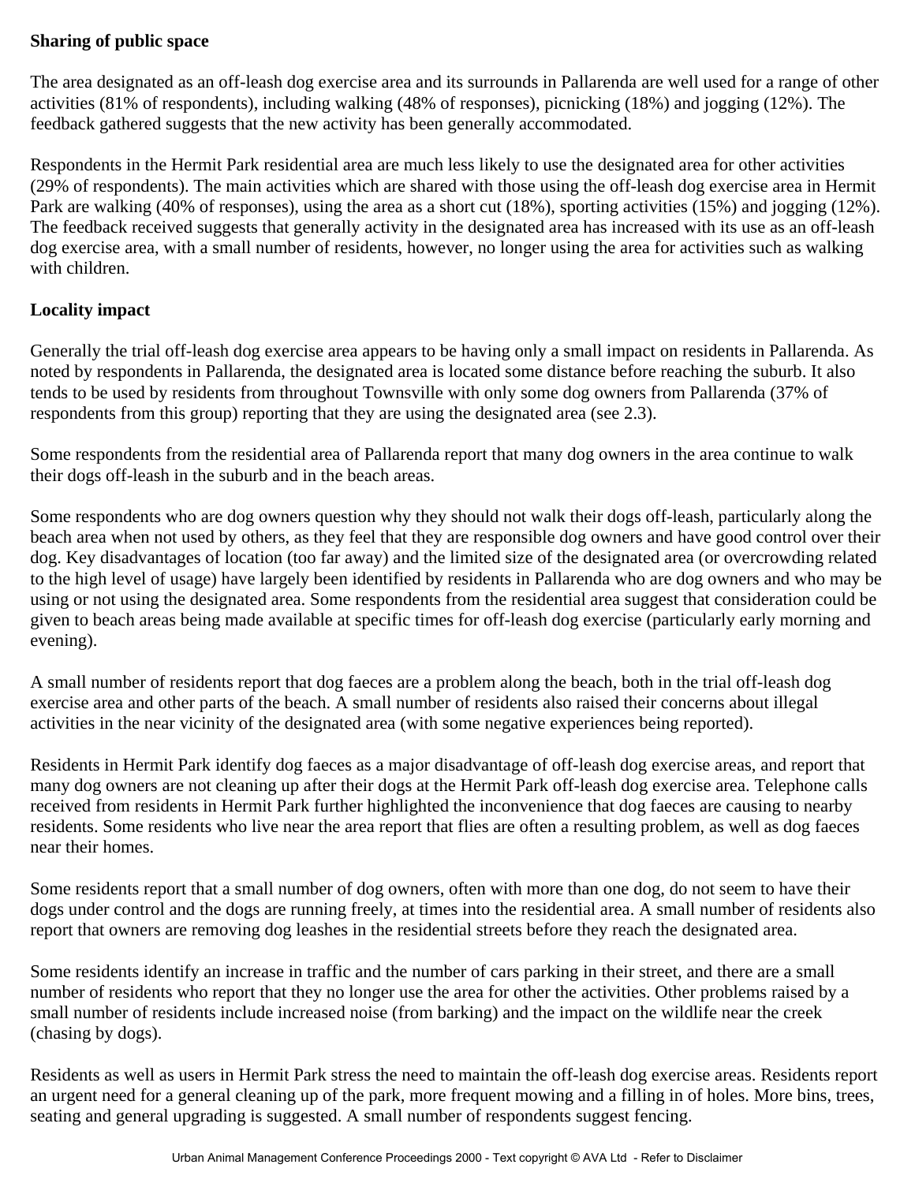**Sharing of public space**

The area designated as an off-leash dog exercise area and its surrounds in Pallarenda are well used for a range of other activities (81% of respondents), including walking (48% of responses), picnicking (18%) and jogging (12%). The feedback gathered suggests that the new activity has been generally accommodated.

Respondents in the Hermit Park residential area are much less likely to use the designated area for other activities (29% of respondents). The main activities which are shared with those using the off-leash dog exercise area in Hermit Park are walking (40% of responses), using the area as a short cut (18%), sporting activities (15%) and jogging (12%). The feedback received suggests that generally activity in the designated area has increased with its use as an off-leash dog exercise area, with a small number of residents, however, no longer using the area for activities such as walking with children.

**Locality impact**

Generally the trial off-leash dog exercise area appears to be having only a small impact on residents in Pallarenda. As noted by respondents in Pallarenda, the designated area is located some distance before reaching the suburb. It also tends to be used by residents from throughout Townsville with only some dog owners from Pallarenda (37% of respondents from this group) reporting that they are using the designated area (see 2.3).

Some respondents from the residential area of Pallarenda report that many dog owners in the area continue to walk their dogs off-leash in the suburb and in the beach areas.

Some respondents who are dog owners question why they should not walk their dogs off-leash, particularly along the beach area when not used by others, as they feel that they are responsible dog owners and have good control over their dog. Key disadvantages of location (too far away) and the limited size of the designated area (or overcrowding related to the high level of usage) have largely been identified by residents in Pallarenda who are dog owners and who may be using or not using the designated area. Some respondents from the residential area suggest that consideration could be given to beach areas being made available at specific times for off-leash dog exercise (particularly early morning and evening).

A small number of residents report that dog faeces are a problem along the beach, both in the trial off-leash dog exercise area and other parts of the beach. A small number of residents also raised their concerns about illegal activities in the near vicinity of the designated area (with some negative experiences being reported).

Residents in Hermit Park identify dog faeces as a major disadvantage of off-leash dog exercise areas, and report that many dog owners are not cleaning up after their dogs at the Hermit Park off-leash dog exercise area. Telephone calls received from residents in Hermit Park further highlighted the inconvenience that dog faeces are causing to nearby residents. Some residents who live near the area report that flies are often a resulting problem, as well as dog faeces near their homes.

Some residents report that a small number of dog owners, often with more than one dog, do not seem to have their dogs under control and the dogs are running freely, at times into the residential area. A small number of residents also report that owners are removing dog leashes in the residential streets before they reach the designated area.

Some residents identify an increase in traffic and the number of cars parking in their street, and there are a small number of residents who report that they no longer use the area for other the activities. Other problems raised by a small number of residents include increased noise (from barking) and the impact on the wildlife near the creek (chasing by dogs).

Residents as well as users in Hermit Park stress the need to maintain the off-leash dog exercise areas. Residents report an urgent need for a general cleaning up of the park, more frequent mowing and a filling in of holes. More bins, trees, seating and general upgrading is suggested. A small number of respondents suggest fencing.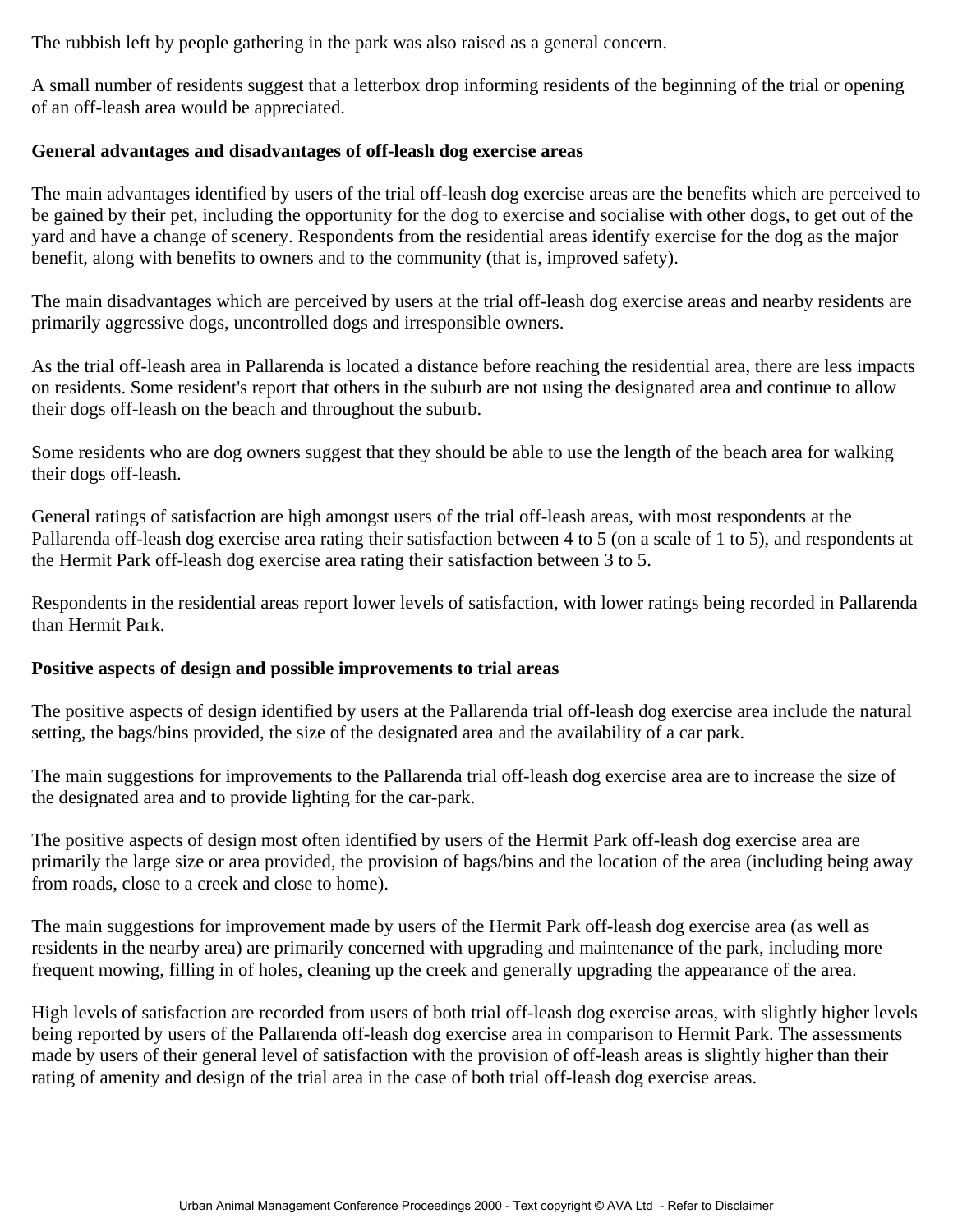The rubbish left by people gathering in the park was also raised as a general concern.

A small number of residents suggest that a letterbox drop informing residents of the beginning of the trial or opening of an off-leash area would be appreciated.

**General advantages and disadvantages of off-leash dog exercise areas**

The main advantages identified by users of the trial off-leash dog exercise areas are the benefits which are perceived to be gained by their pet, including the opportunity for the dog to exercise and socialise with other dogs, to get out of the yard and have a change of scenery. Respondents from the residential areas identify exercise for the dog as the major benefit, along with benefits to owners and to the community (that is, improved safety).

The main disadvantages which are perceived by users at the trial off-leash dog exercise areas and nearby residents are primarily aggressive dogs, uncontrolled dogs and irresponsible owners.

As the trial off-leash area in Pallarenda is located a distance before reaching the residential area, there are less impacts on residents. Some resident's report that others in the suburb are not using the designated area and continue to allow their dogs off-leash on the beach and throughout the suburb.

Some residents who are dog owners suggest that they should be able to use the length of the beach area for walking their dogs off-leash.

General ratings of satisfaction are high amongst users of the trial off-leash areas, with most respondents at the Pallarenda off-leash dog exercise area rating their satisfaction between 4 to 5 (on a scale of 1 to 5), and respondents at the Hermit Park off-leash dog exercise area rating their satisfaction between 3 to 5.

Respondents in the residential areas report lower levels of satisfaction, with lower ratings being recorded in Pallarenda than Hermit Park.

**Positive aspects of design and possible improvements to trial areas**

The positive aspects of design identified by users at the Pallarenda trial off-leash dog exercise area include the natural setting, the bags/bins provided, the size of the designated area and the availability of a car park.

The main suggestions for improvements to the Pallarenda trial off-leash dog exercise area are to increase the size of the designated area and to provide lighting for the car-park.

The positive aspects of design most often identified by users of the Hermit Park off-leash dog exercise area are primarily the large size or area provided, the provision of bags/bins and the location of the area (including being away from roads, close to a creek and close to home).

The main suggestions for improvement made by users of the Hermit Park off-leash dog exercise area (as well as residents in the nearby area) are primarily concerned with upgrading and maintenance of the park, including more frequent mowing, filling in of holes, cleaning up the creek and generally upgrading the appearance of the area.

High levels of satisfaction are recorded from users of both trial off-leash dog exercise areas, with slightly higher levels being reported by users of the Pallarenda off-leash dog exercise area in comparison to Hermit Park. The assessments made by users of their general level of satisfaction with the provision of off-leash areas is slightly higher than their rating of amenity and design of the trial area in the case of both trial off-leash dog exercise areas.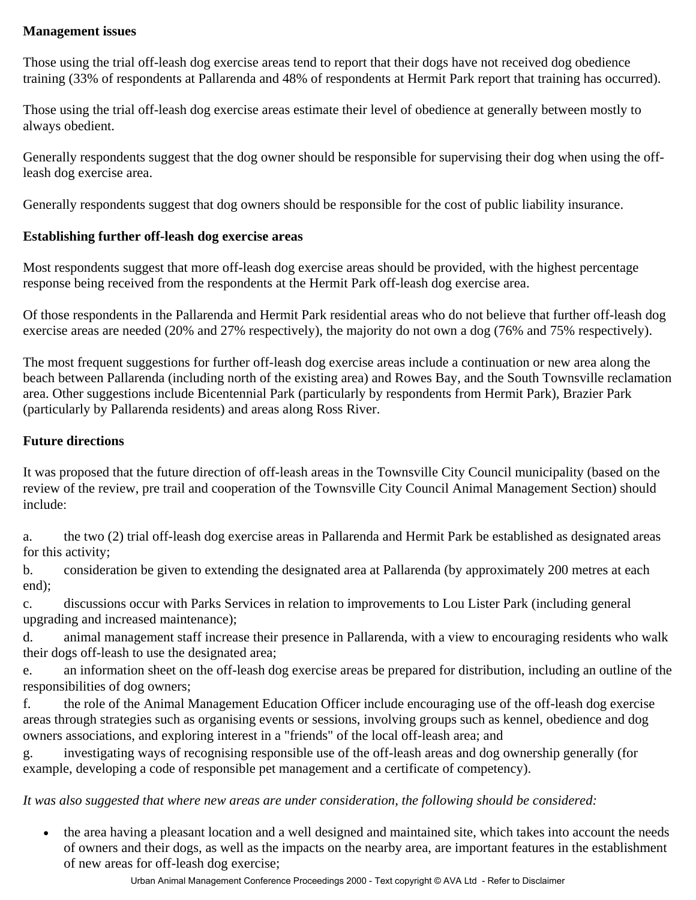**Management issues**

Those using the trial off-leash dog exercise areas tend to report that their dogs have not received dog obedience training (33% of respondents at Pallarenda and 48% of respondents at Hermit Park report that training has occurred).

Those using the trial off-leash dog exercise areas estimate their level of obedience at generally between mostly to always obedient.

Generally respondents suggest that the dog owner should be responsible for supervising their dog when using the off-leash dog exercise area.

Generally respondents suggest that dog owners should be responsible for the cost of public liability insurance.

**Establishing further off-leash dog exercise areas**

Most respondents suggest that more off-leash dog exercise areas should be provided, with the highest percentage response being received from the respondents at the Hermit Park off-leash dog exercise area.

Of those respondents in the Pallarenda and Hermit Park residential areas who do not believe that further off-leash dog exercise areas are needed (20% and 27% respectively), the majority do not own a dog (76% and 75% respectively).

The most frequent suggestions for further off-leash dog exercise areas include a continuation or new area along the beach between Pallarenda (including north of the existing area) and Rowes Bay, and the South Townsville reclamation area. Other suggestions include Bicentennial Park (particularly by respondents from Hermit Park), Brazier Park (particularly by Pallarenda residents) and areas along Ross River.

**Future directions**

It was proposed that the future direction of off-leash areas in the Townsville City Council municipality (based on the review of the review, pre trail and cooperation of the Townsville City Council Animal Management Section) should include:

a. the two (2) trial off-leash dog exercise areas in Pallarenda and Hermit Park be established as designated areas for this activity;

b. consideration be given to extending the designated area at Pallarenda (by approximately 200 metres at each end);

c. discussions occur with Parks Services in relation to improvements to Lou Lister Park (including general upgrading and increased maintenance);

d. animal management staff increase their presence in Pallarenda, with a view to encouraging residents who walk their dogs off-leash to use the designated area;

e. an information sheet on the off-leash dog exercise areas be prepared for distribution, including an outline of the responsibilities of dog owners;

f. the role of the Animal Management Education Officer include encouraging use of the off-leash dog exercise areas through strategies such as organising events or sessions, involving groups such as kennel, obedience and dog owners associations, and exploring interest in a "friends" of the local off-leash area; and

g. investigating ways of recognising responsible use of the off-leash areas and dog ownership generally (for example, developing a code of responsible pet management and a certificate of competency).

*It was also suggested that where new areas are under consideration, the following should be considered:*

- the area having a pleasant location and a well designed and maintained site, which takes into account the needs of owners and their dogs, as well as the impacts on the nearby area, are important features in the establishment of new areas for off-leash dog exercise;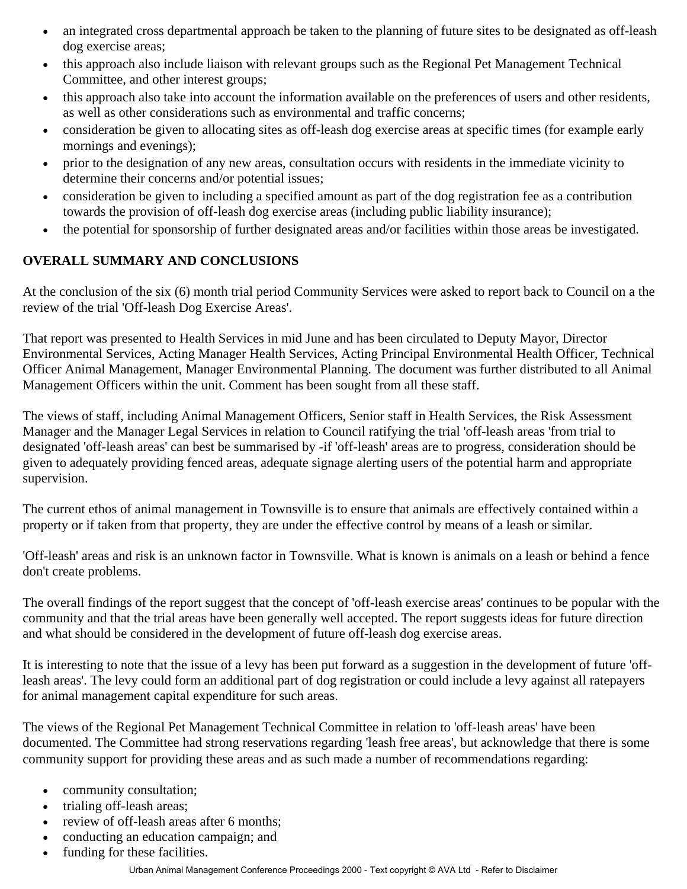- an integrated cross departmental approach be taken to the planning of future sites to be designated as off-leash dog exercise areas;
- this approach also include liaison with relevant groups such as the Regional Pet Management Technical Committee, and other interest groups;
- this approach also take into account the information available on the preferences of users and other residents, as well as other considerations such as environmental and traffic concerns;
- consideration be given to allocating sites as off-leash dog exercise areas at specific times (for example early mornings and evenings);
- prior to the designation of any new areas, consultation occurs with residents in the immediate vicinity to determine their concerns and/or potential issues;
- consideration be given to including a specified amount as part of the dog registration fee as a contribution towards the provision of off-leash dog exercise areas (including public liability insurance);
- the potential for sponsorship of further designated areas and/or facilities within those areas be investigated.

**OVERALL SUMMARY AND CONCLUSIONS**

At the conclusion of the six (6) month trial period Community Services were asked to report back to Council on a the review of the trial 'Off-leash Dog Exercise Areas'.

That report was presented to Health Services in mid June and has been circulated to Deputy Mayor, Director Environmental Services, Acting Manager Health Services, Acting Principal Environmental Health Officer, Technical Officer Animal Management, Manager Environmental Planning. The document was further distributed to all Animal Management Officers within the unit. Comment has been sought from all these staff.

The views of staff, including Animal Management Officers, Senior staff in Health Services, the Risk Assessment Manager and the Manager Legal Services in relation to Council ratifying the trial 'off-leash areas 'from trial to designated 'off-leash areas' can best be summarised by -if 'off-leash' areas are to progress, consideration should be given to adequately providing fenced areas, adequate signage alerting users of the potential harm and appropriate supervision.

The current ethos of animal management in Townsville is to ensure that animals are effectively contained within a property or if taken from that property, they are under the effective control by means of a leash or similar.

'Off-leash' areas and risk is an unknown factor in Townsville. What is known is animals on a leash or behind a fence don't create problems.

The overall findings of the report suggest that the concept of 'off-leash exercise areas' continues to be popular with the community and that the trial areas have been generally well accepted. The report suggests ideas for future direction and what should be considered in the development of future off-leash dog exercise areas.

It is interesting to note that the issue of a levy has been put forward as a suggestion in the development of future 'off-leash areas'. The levy could form an additional part of dog registration or could include a levy against all ratepayers for animal management capital expenditure for such areas.

The views of the Regional Pet Management Technical Committee in relation to 'off-leash areas' have been documented. The Committee had strong reservations regarding 'leash free areas', but acknowledge that there is some community support for providing these areas and as such made a number of recommendations regarding:

- community consultation;
- trialing off-leash areas;
- review of off-leash areas after 6 months;
- conducting an education campaign; and
- funding for these facilities.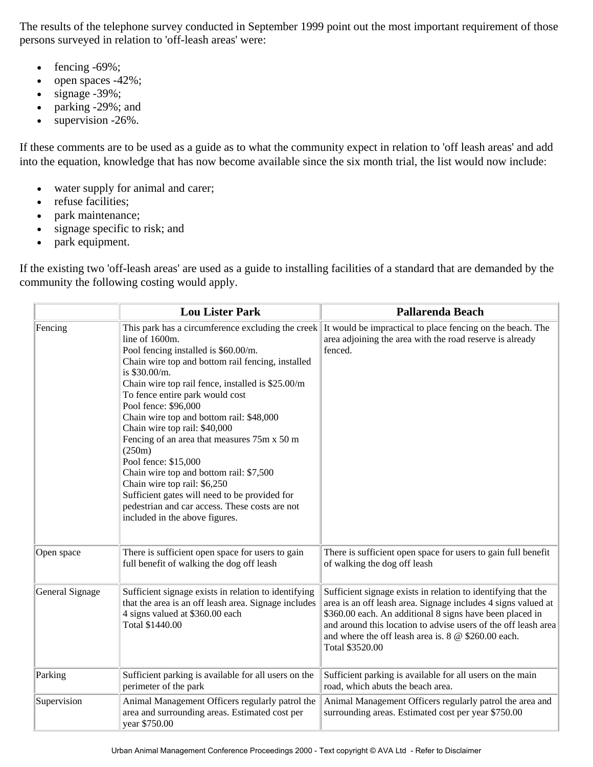The results of the telephone survey conducted in September 1999 point out the most important requirement of those persons surveyed in relation to 'off-leash areas' were:

- fencing -69%;
- open spaces -42%;
- signage -39%;
- parking -29%; and
- supervision -26%.

If these comments are to be used as a guide as to what the community expect in relation to 'off leash areas' and add into the equation, knowledge that has now become available since the six month trial, the list would now include:

- water supply for animal and carer;
- refuse facilities;
- park maintenance;
- signage specific to risk; and
- park equipment.

If the existing two 'off-leash areas' are used as a guide to installing facilities of a standard that are demanded by the community the following costing would apply.

| | **Lou Lister Park** | **Pallarenda Beach** |
|---|---|---|
| Fencing | This park has a circumference excluding the creek line of 1600m.<br>Pool fencing installed is $60.00/m.<br>Chain wire top and bottom rail fencing, installed is $30.00/m.<br>Chain wire top rail fence, installed is $25.00/m<br>To fence entire park would cost<br>Pool fence: $96,000<br>Chain wire top and bottom rail: $48,000<br>Chain wire top rail: $40,000<br>Fencing of an area that measures 75m x 50 m (250m)<br>Pool fence: $15,000<br>Chain wire top and bottom rail: $7,500<br>Chain wire top rail: $6,250<br>Sufficient gates will need to be provided for pedestrian and car access. These costs are not included in the above figures. | It would be impractical to place fencing on the beach. The area adjoining the area with the road reserve is already fenced. |
| Open space | There is sufficient open space for users to gain full benefit of walking the dog off leash | There is sufficient open space for users to gain full benefit of walking the dog off leash |
| General Signage | Sufficient signage exists in relation to identifying that the area is an off leash area. Signage includes 4 signs valued at $360.00 each<br>Total $1440.00 | Sufficient signage exists in relation to identifying that the area is an off leash area. Signage includes 4 signs valued at $360.00 each. An additional 8 signs have been placed in and around this location to advise users of the off leash area and where the off leash area is. 8 @ $260.00 each.<br>Total $3520.00 |
| Parking | Sufficient parking is available for all users on the perimeter of the park | Sufficient parking is available for all users on the main road, which abuts the beach area. |
| Supervision | Animal Management Officers regularly patrol the area and surrounding areas. Estimated cost per year $750.00 | Animal Management Officers regularly patrol the area and surrounding areas. Estimated cost per year $750.00 |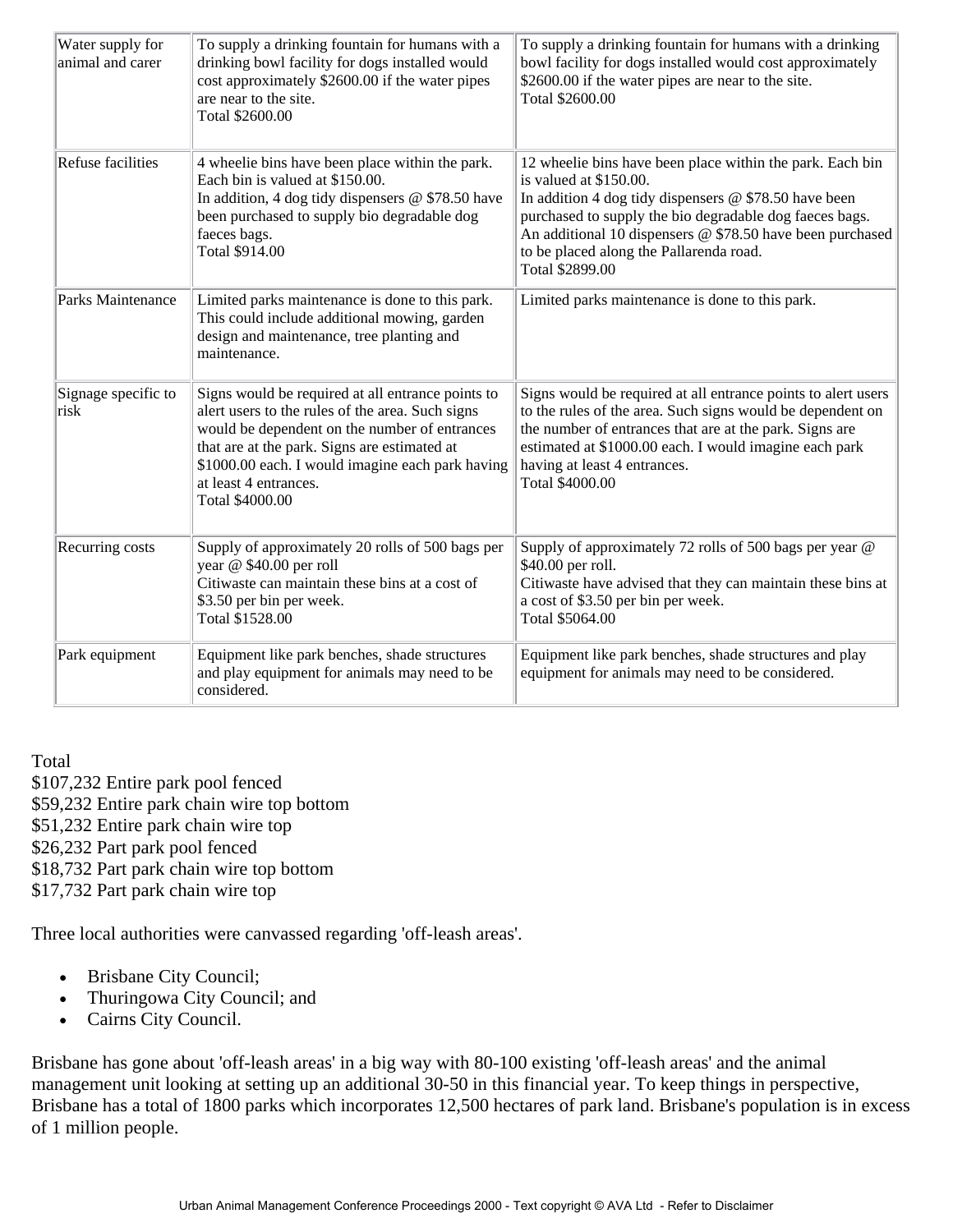| | | |
|---|---|---|
| Water supply for animal and carer | To supply a drinking fountain for humans with a drinking bowl facility for dogs installed would cost approximately $2600.00 if the water pipes are near to the site.<br>Total $2600.00 | To supply a drinking fountain for humans with a drinking bowl facility for dogs installed would cost approximately $2600.00 if the water pipes are near to the site.<br>Total $2600.00 |
| Refuse facilities | 4 wheelie bins have been place within the park. Each bin is valued at $150.00.<br>In addition, 4 dog tidy dispensers @ $78.50 have been purchased to supply bio degradable dog faeces bags.<br>Total $914.00 | 12 wheelie bins have been place within the park. Each bin is valued at $150.00.<br>In addition 4 dog tidy dispensers @ $78.50 have been purchased to supply the bio degradable dog faeces bags. An additional 10 dispensers @ $78.50 have been purchased to be placed along the Pallarenda road.<br>Total $2899.00 |
| Parks Maintenance | Limited parks maintenance is done to this park. This could include additional mowing, garden design and maintenance, tree planting and maintenance. | Limited parks maintenance is done to this park. |
| Signage specific to risk | Signs would be required at all entrance points to alert users to the rules of the area. Such signs would be dependent on the number of entrances that are at the park. Signs are estimated at $1000.00 each. I would imagine each park having at least 4 entrances.<br>Total $4000.00 | Signs would be required at all entrance points to alert users to the rules of the area. Such signs would be dependent on the number of entrances that are at the park. Signs are estimated at $1000.00 each. I would imagine each park having at least 4 entrances.<br>Total $4000.00 |
| Recurring costs | Supply of approximately 20 rolls of 500 bags per year @ $40.00 per roll<br>Citiwaste can maintain these bins at a cost of $3.50 per bin per week.<br>Total $1528.00 | Supply of approximately 72 rolls of 500 bags per year @ $40.00 per roll.<br>Citiwaste have advised that they can maintain these bins at a cost of $3.50 per bin per week.<br>Total $5064.00 |
| Park equipment | Equipment like park benches, shade structures and play equipment for animals may need to be considered. | Equipment like park benches, shade structures and play equipment for animals may need to be considered. |

Total
$107,232 Entire park pool fenced
$59,232 Entire park chain wire top bottom
$51,232 Entire park chain wire top
$26,232 Part park pool fenced
$18,732 Part park chain wire top bottom
$17,732 Part park chain wire top

Three local authorities were canvassed regarding 'off-leash areas'.

- Brisbane City Council;
- Thuringowa City Council; and
- Cairns City Council.

Brisbane has gone about 'off-leash areas' in a big way with 80-100 existing 'off-leash areas' and the animal management unit looking at setting up an additional 30-50 in this financial year. To keep things in perspective, Brisbane has a total of 1800 parks which incorporates 12,500 hectares of park land. Brisbane's population is in excess of 1 million people.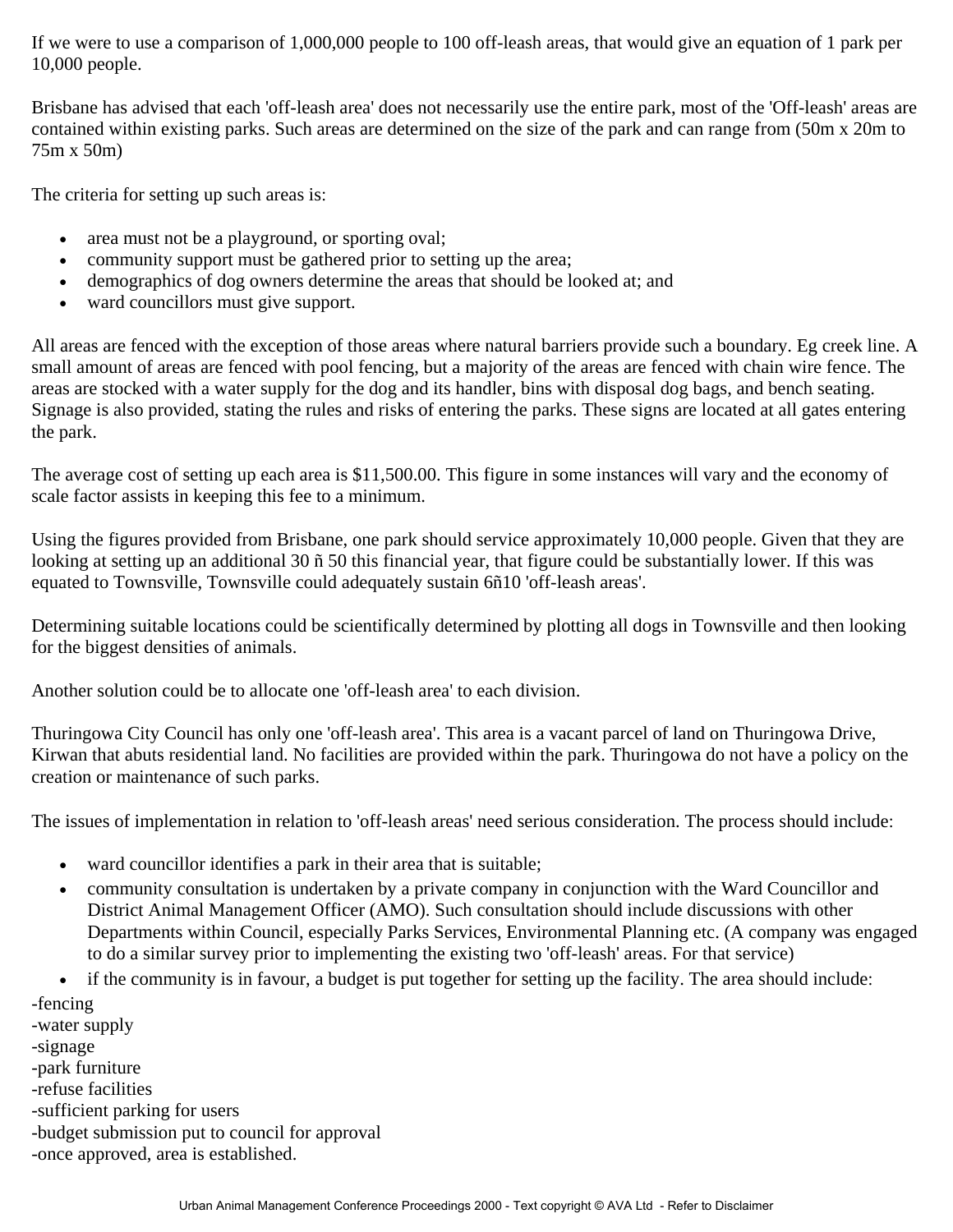If we were to use a comparison of 1,000,000 people to 100 off-leash areas, that would give an equation of 1 park per 10,000 people.

Brisbane has advised that each 'off-leash area' does not necessarily use the entire park, most of the 'Off-leash' areas are contained within existing parks. Such areas are determined on the size of the park and can range from (50m x 20m to 75m x 50m)

The criteria for setting up such areas is:

- area must not be a playground, or sporting oval;
- community support must be gathered prior to setting up the area;
- demographics of dog owners determine the areas that should be looked at; and
- ward councillors must give support.

All areas are fenced with the exception of those areas where natural barriers provide such a boundary. Eg creek line. A small amount of areas are fenced with pool fencing, but a majority of the areas are fenced with chain wire fence. The areas are stocked with a water supply for the dog and its handler, bins with disposal dog bags, and bench seating. Signage is also provided, stating the rules and risks of entering the parks. These signs are located at all gates entering the park.

The average cost of setting up each area is $11,500.00. This figure in some instances will vary and the economy of scale factor assists in keeping this fee to a minimum.

Using the figures provided from Brisbane, one park should service approximately 10,000 people. Given that they are looking at setting up an additional 30 ñ 50 this financial year, that figure could be substantially lower. If this was equated to Townsville, Townsville could adequately sustain 6ñ10 'off-leash areas'.

Determining suitable locations could be scientifically determined by plotting all dogs in Townsville and then looking for the biggest densities of animals.

Another solution could be to allocate one 'off-leash area' to each division.

Thuringowa City Council has only one 'off-leash area'. This area is a vacant parcel of land on Thuringowa Drive, Kirwan that abuts residential land. No facilities are provided within the park. Thuringowa do not have a policy on the creation or maintenance of such parks.

The issues of implementation in relation to 'off-leash areas' need serious consideration. The process should include:

- ward councillor identifies a park in their area that is suitable;
- community consultation is undertaken by a private company in conjunction with the Ward Councillor and District Animal Management Officer (AMO). Such consultation should include discussions with other Departments within Council, especially Parks Services, Environmental Planning etc. (A company was engaged to do a similar survey prior to implementing the existing two 'off-leash' areas. For that service)
- if the community is in favour, a budget is put together for setting up the facility. The area should include:

-fencing  
-water supply  
-signage  
-park furniture  
-refuse facilities  
-sufficient parking for users  
-budget submission put to council for approval  
-once approved, area is established.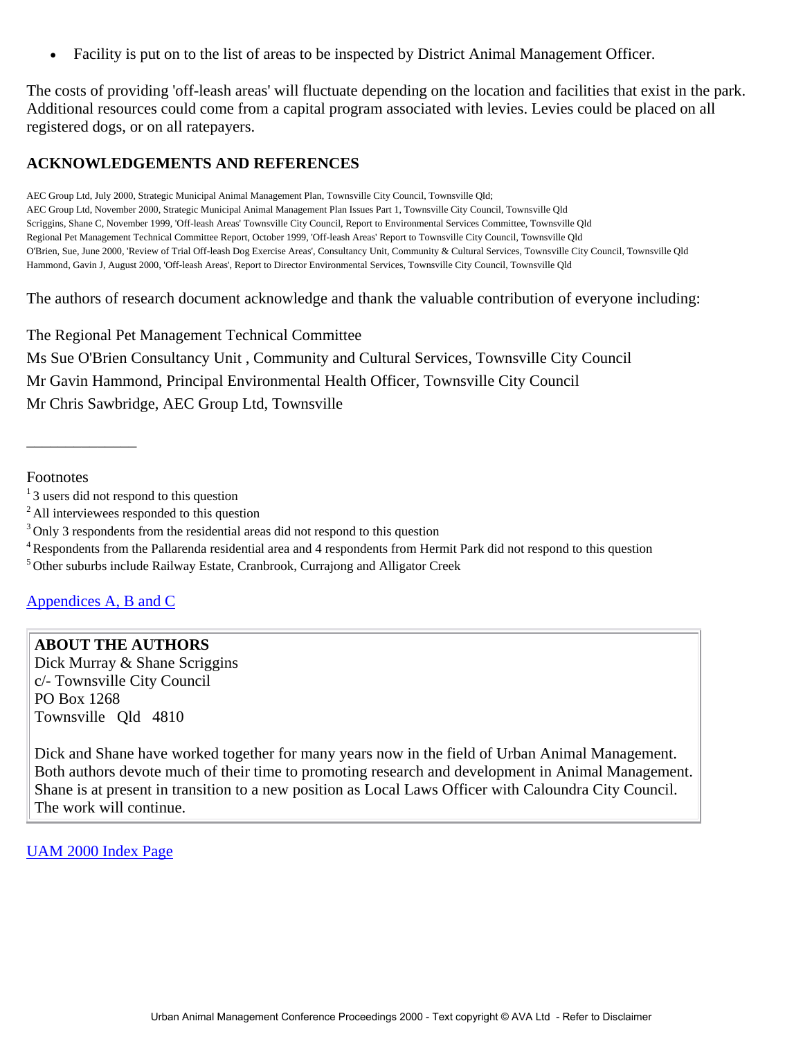- Facility is put on to the list of areas to be inspected by District Animal Management Officer.

The costs of providing 'off-leash areas' will fluctuate depending on the location and facilities that exist in the park. Additional resources could come from a capital program associated with levies. Levies could be placed on all registered dogs, or on all ratepayers.

## ACKNOWLEDGEMENTS AND REFERENCES

AEC Group Ltd, July 2000, Strategic Municipal Animal Management Plan, Townsville City Council, Townsville Qld;
AEC Group Ltd, November 2000, Strategic Municipal Animal Management Plan Issues Part 1, Townsville City Council, Townsville Qld
Scriggins, Shane C, November 1999, 'Off-leash Areas' Townsville City Council, Report to Environmental Services Committee, Townsville Qld
Regional Pet Management Technical Committee Report, October 1999, 'Off-leash Areas' Report to Townsville City Council, Townsville Qld
O'Brien, Sue, June 2000, 'Review of Trial Off-leash Dog Exercise Areas', Consultancy Unit, Community & Cultural Services, Townsville City Council, Townsville Qld
Hammond, Gavin J, August 2000, 'Off-leash Areas', Report to Director Environmental Services, Townsville City Council, Townsville Qld

The authors of research document acknowledge and thank the valuable contribution of everyone including:

The Regional Pet Management Technical Committee
Ms Sue O'Brien Consultancy Unit , Community and Cultural Services, Townsville City Council
Mr Gavin Hammond, Principal Environmental Health Officer, Townsville City Council
Mr Chris Sawbridge, AEC Group Ltd, Townsville

______________

Footnotes

[1] 3 users did not respond to this question
[2] All interviewees responded to this question
[3] Only 3 respondents from the residential areas did not respond to this question
[4] Respondents from the Pallarenda residential area and 4 respondents from Hermit Park did not respond to this question
[5] Other suburbs include Railway Estate, Cranbrook, Currajong and Alligator Creek

Appendices A, B and C

**ABOUT THE AUTHORS**
Dick Murray & Shane Scriggins
c/- Townsville City Council
PO Box 1268
Townsville Qld 4810

Dick and Shane have worked together for many years now in the field of Urban Animal Management. Both authors devote much of their time to promoting research and development in Animal Management. Shane is at present in transition to a new position as Local Laws Officer with Caloundra City Council. The work will continue.

UAM 2000 Index Page